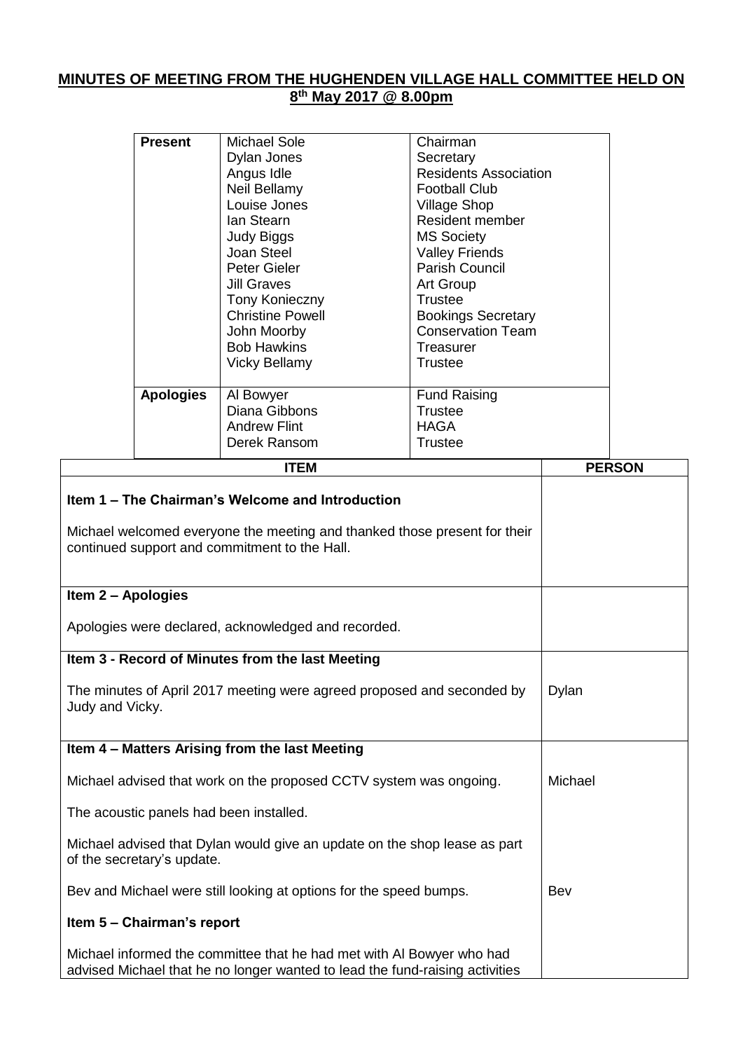## MINUTES OF MEETING FROM THE HUGHENDEN VILLAGE HALL COMMITTEE HELD ON 8th May 2017 @ 8.00pm

| | | |
|---|---|---|
| **Present** | Michael Sole | Chairman |
| | Dylan Jones | Secretary |
| | Angus Idle | Residents Association |
| | Neil Bellamy | Football Club |
| | Louise Jones | Village Shop |
| | Ian Stearn | Resident member |
| | Judy Biggs | MS Society |
| | Joan Steel | Valley Friends |
| | Peter Gieler | Parish Council |
| | Jill Graves | Art Group |
| | Tony Konieczny | Trustee |
| | Christine Powell | Bookings Secretary |
| | John Moorby | Conservation Team |
| | Bob Hawkins | Treasurer |
| | Vicky Bellamy | Trustee |
| **Apologies** | Al Bowyer | Fund Raising |
| | Diana Gibbons | Trustee |
| | Andrew Flint | HAGA |
| | Derek Ransom | Trustee |

| ITEM | PERSON |
|---|---|
| **Item 1 – The Chairman's Welcome and Introduction**<br><br>Michael welcomed everyone the meeting and thanked those present for their continued support and commitment to the Hall. | |
| **Item 2 – Apologies**<br><br>Apologies were declared, acknowledged and recorded. | |
| **Item 3 - Record of Minutes from the last Meeting**<br><br>The minutes of April 2017 meeting were agreed proposed and seconded by Judy and Vicky. | Dylan |
| **Item 4 – Matters Arising from the last Meeting**<br><br>Michael advised that work on the proposed CCTV system was ongoing. | Michael |
| The acoustic panels had been installed. | |
| Michael advised that Dylan would give an update on the shop lease as part of the secretary's update. | |
| Bev and Michael were still looking at options for the speed bumps. | Bev |
| **Item 5 – Chairman's report**<br><br>Michael informed the committee that he had met with Al Bowyer who had advised Michael that he no longer wanted to lead the fund-raising activities | |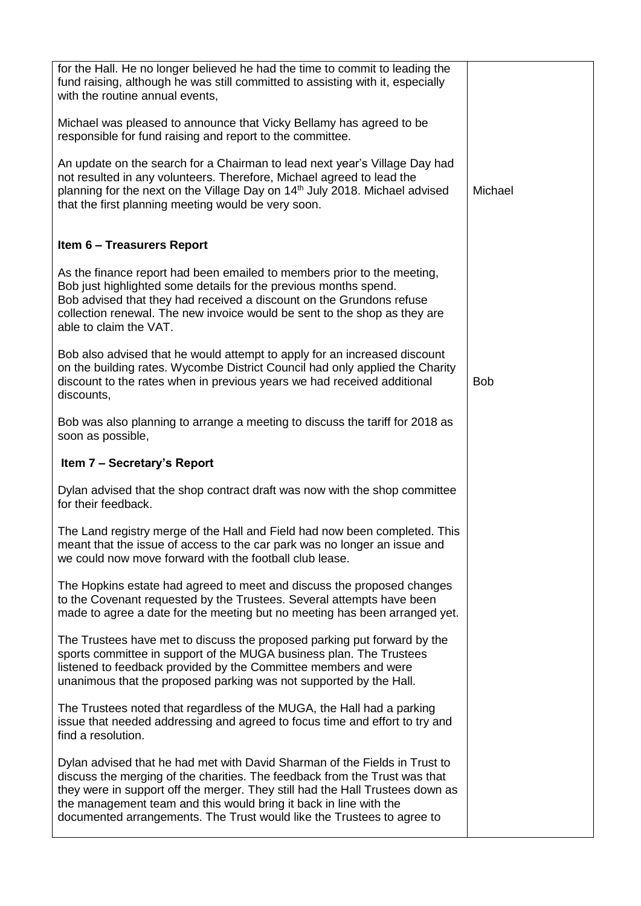| | |
|---|---|
| for the Hall. He no longer believed he had the time to commit to leading the fund raising, although he was still committed to assisting with it, especially with the routine annual events,<br><br>Michael was pleased to announce that Vicky Bellamy has agreed to be responsible for fund raising and report to the committee.<br><br>An update on the search for a Chairman to lead next year's Village Day had not resulted in any volunteers. Therefore, Michael agreed to lead the planning for the next on the Village Day on 14th July 2018. Michael advised that the first planning meeting would be very soon. | Michael |
| **Item 6 – Treasurers Report**<br><br>As the finance report had been emailed to members prior to the meeting, Bob just highlighted some details for the previous months spend.<br>Bob advised that they had received a discount on the Grundons refuse collection renewal. The new invoice would be sent to the shop as they are able to claim the VAT.<br><br>Bob also advised that he would attempt to apply for an increased discount on the building rates. Wycombe District Council had only applied the Charity discount to the rates when in previous years we had received additional discounts,<br><br>Bob was also planning to arrange a meeting to discuss the tariff for 2018 as soon as possible, | Bob |
| **Item 7 – Secretary's Report**<br><br>Dylan advised that the shop contract draft was now with the shop committee for their feedback.<br><br>The Land registry merge of the Hall and Field had now been completed. This meant that the issue of access to the car park was no longer an issue and we could now move forward with the football club lease.<br><br>The Hopkins estate had agreed to meet and discuss the proposed changes to the Covenant requested by the Trustees. Several attempts have been made to agree a date for the meeting but no meeting has been arranged yet.<br><br>The Trustees have met to discuss the proposed parking put forward by the sports committee in support of the MUGA business plan. The Trustees listened to feedback provided by the Committee members and were unanimous that the proposed parking was not supported by the Hall.<br><br>The Trustees noted that regardless of the MUGA, the Hall had a parking issue that needed addressing and agreed to focus time and effort to try and find a resolution.<br><br>Dylan advised that he had met with David Sharman of the Fields in Trust to discuss the merging of the charities. The feedback from the Trust was that they were in support off the merger. They still had the Hall Trustees down as the management team and this would bring it back in line with the documented arrangements. The Trust would like the Trustees to agree to | |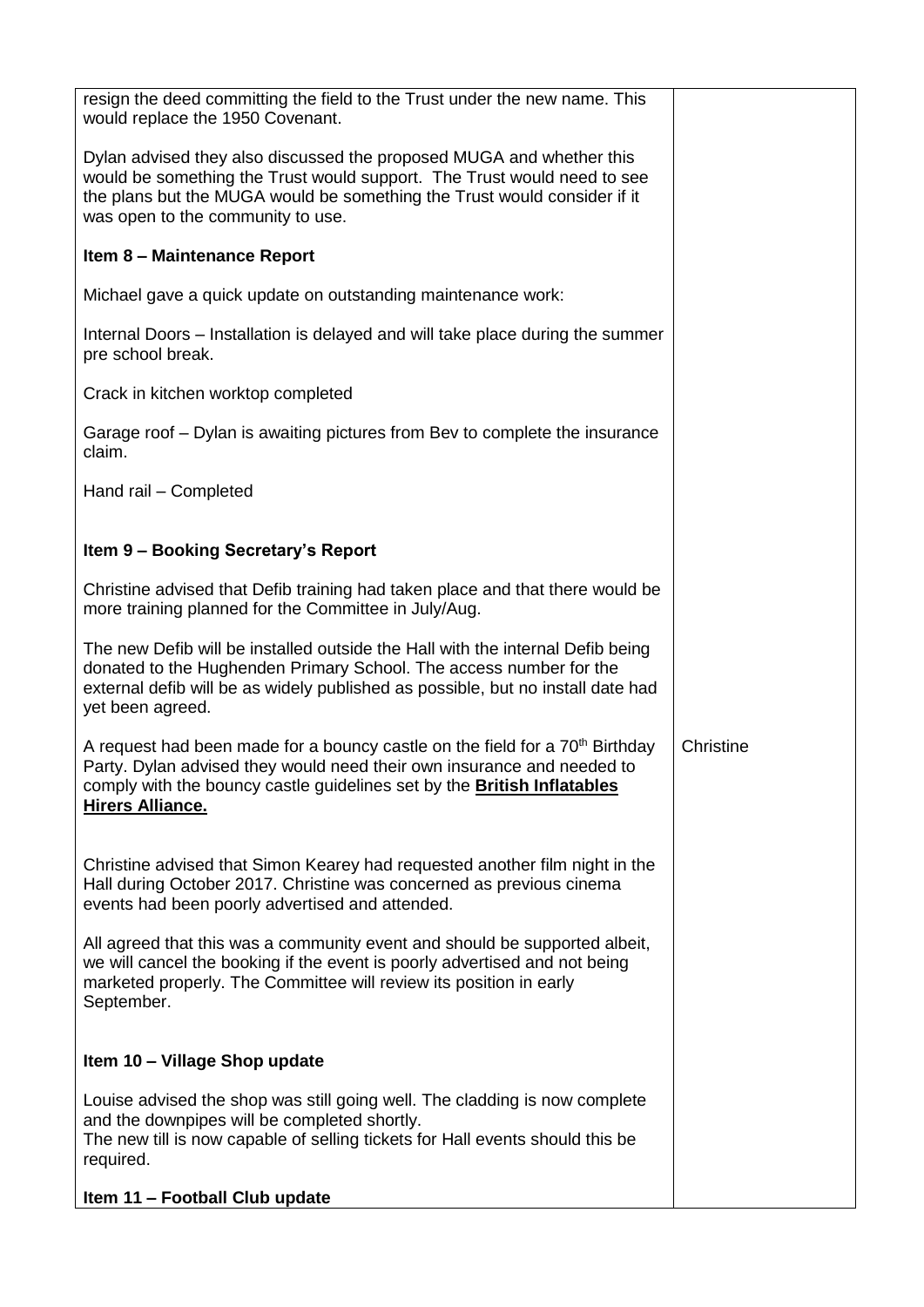| | |
|---|---|
| resign the deed committing the field to the Trust under the new name. This would replace the 1950 Covenant.<br><br>Dylan advised they also discussed the proposed MUGA and whether this would be something the Trust would support. The Trust would need to see the plans but the MUGA would be something the Trust would consider if it was open to the community to use.<br><br>**Item 8 – Maintenance Report**<br><br>Michael gave a quick update on outstanding maintenance work:<br><br>Internal Doors – Installation is delayed and will take place during the summer pre school break.<br><br>Crack in kitchen worktop completed<br><br>Garage roof – Dylan is awaiting pictures from Bev to complete the insurance claim.<br><br>Hand rail – Completed<br><br>**Item 9 – Booking Secretary's Report**<br><br>Christine advised that Defib training had taken place and that there would be more training planned for the Committee in July/Aug.<br><br>The new Defib will be installed outside the Hall with the internal Defib being donated to the Hughenden Primary School. The access number for the external defib will be as widely published as possible, but no install date had yet been agreed. | |
| A request had been made for a bouncy castle on the field for a 70th Birthday Party. Dylan advised they would need their own insurance and needed to comply with the bouncy castle guidelines set by the **British Inflatables Hirers Alliance.** | Christine |
| Christine advised that Simon Kearey had requested another film night in the Hall during October 2017. Christine was concerned as previous cinema events had been poorly advertised and attended.<br><br>All agreed that this was a community event and should be supported albeit, we will cancel the booking if the event is poorly advertised and not being marketed properly. The Committee will review its position in early September.<br><br>**Item 10 – Village Shop update**<br><br>Louise advised the shop was still going well. The cladding is now complete and the downpipes will be completed shortly.<br>The new till is now capable of selling tickets for Hall events should this be required.<br><br>**Item 11 – Football Club update** | |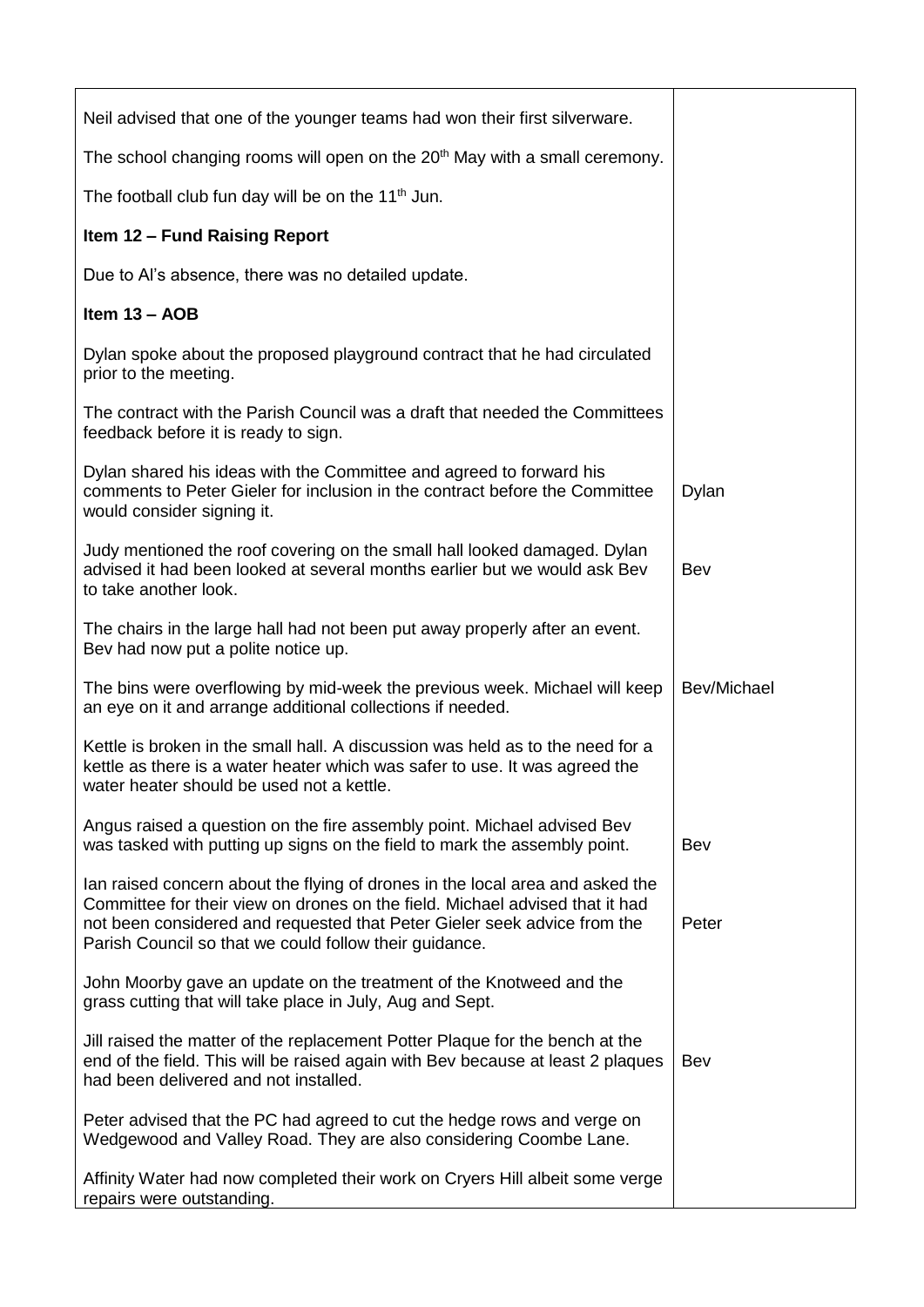| | |
|---|---|
| Neil advised that one of the younger teams had won their first silverware. | |
| The school changing rooms will open on the 20th May with a small ceremony. | |
| The football club fun day will be on the 11th Jun. | |
| **Item 12 – Fund Raising Report** | |
| Due to Al's absence, there was no detailed update. | |
| **Item 13 – AOB** | |
| Dylan spoke about the proposed playground contract that he had circulated prior to the meeting. | |
| The contract with the Parish Council was a draft that needed the Committees feedback before it is ready to sign. | |
| Dylan shared his ideas with the Committee and agreed to forward his comments to Peter Gieler for inclusion in the contract before the Committee would consider signing it. | Dylan |
| Judy mentioned the roof covering on the small hall looked damaged. Dylan advised it had been looked at several months earlier but we would ask Bev to take another look. | Bev |
| The chairs in the large hall had not been put away properly after an event. Bev had now put a polite notice up. | |
| The bins were overflowing by mid-week the previous week. Michael will keep an eye on it and arrange additional collections if needed. | Bev/Michael |
| Kettle is broken in the small hall. A discussion was held as to the need for a kettle as there is a water heater which was safer to use. It was agreed the water heater should be used not a kettle. | |
| Angus raised a question on the fire assembly point. Michael advised Bev was tasked with putting up signs on the field to mark the assembly point. | Bev |
| Ian raised concern about the flying of drones in the local area and asked the Committee for their view on drones on the field. Michael advised that it had not been considered and requested that Peter Gieler seek advice from the Parish Council so that we could follow their guidance. | Peter |
| John Moorby gave an update on the treatment of the Knotweed and the grass cutting that will take place in July, Aug and Sept. | |
| Jill raised the matter of the replacement Potter Plaque for the bench at the end of the field. This will be raised again with Bev because at least 2 plaques had been delivered and not installed. | Bev |
| Peter advised that the PC had agreed to cut the hedge rows and verge on Wedgewood and Valley Road. They are also considering Coombe Lane. | |
| Affinity Water had now completed their work on Cryers Hill albeit some verge repairs were outstanding. | |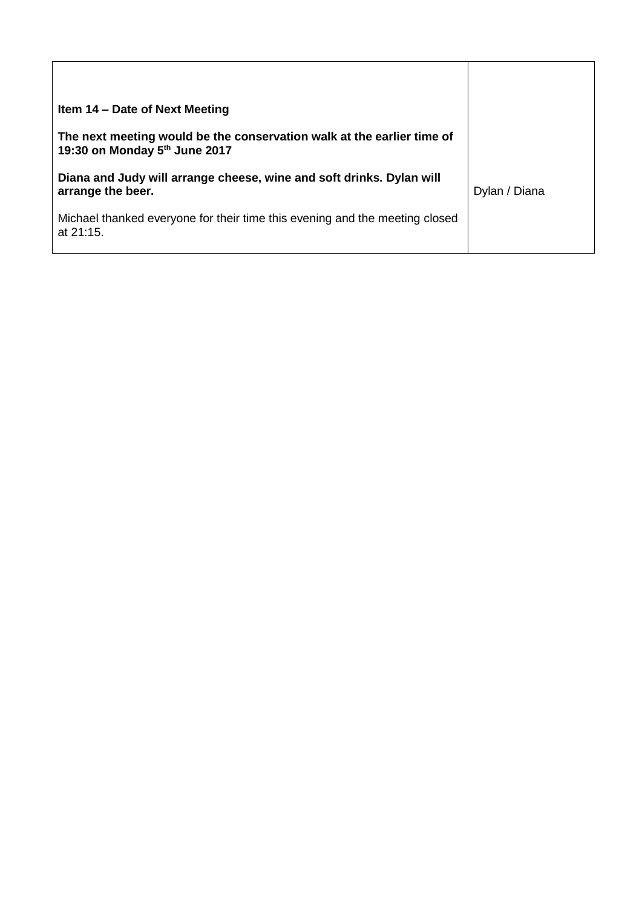| | |
|---|---|
| **Item 14 – Date of Next Meeting**<br><br>**The next meeting would be the conservation walk at the earlier time of 19:30 on Monday 5th June 2017**<br><br>**Diana and Judy will arrange cheese, wine and soft drinks. Dylan will arrange the beer.**<br><br>Michael thanked everyone for their time this evening and the meeting closed at 21:15. | Dylan / Diana |